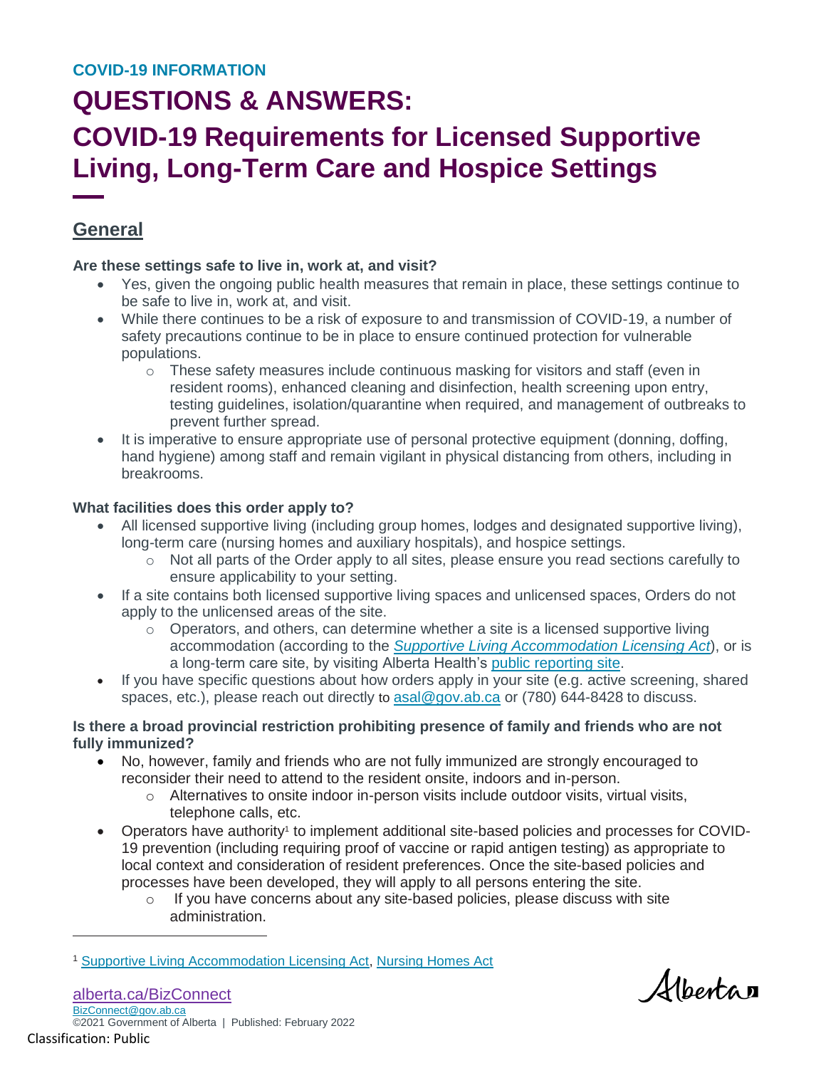COVID-19 INFORMATION

# QUESTIONS & ANSWERS:

# COVID-19 Requirements for Licensed Supportive Living, Long-Term Care and Hospice Settings

## General

**Are these settings safe to live in, work at, and visit?**

- Yes, given the ongoing public health measures that remain in place, these settings continue to be safe to live in, work at, and visit.
- While there continues to be a risk of exposure to and transmission of COVID-19, a number of safety precautions continue to be in place to ensure continued protection for vulnerable populations.
  - These safety measures include continuous masking for visitors and staff (even in resident rooms), enhanced cleaning and disinfection, health screening upon entry, testing guidelines, isolation/quarantine when required, and management of outbreaks to prevent further spread.
- It is imperative to ensure appropriate use of personal protective equipment (donning, doffing, hand hygiene) among staff and remain vigilant in physical distancing from others, including in breakrooms.

**What facilities does this order apply to?**

- All licensed supportive living (including group homes, lodges and designated supportive living), long-term care (nursing homes and auxiliary hospitals), and hospice settings.
  - Not all parts of the Order apply to all sites, please ensure you read sections carefully to ensure applicability to your setting.
- If a site contains both licensed supportive living spaces and unlicensed spaces, Orders do not apply to the unlicensed areas of the site.
  - Operators, and others, can determine whether a site is a licensed supportive living accommodation (according to the *Supportive Living Accommodation Licensing Act*), or is a long-term care site, by visiting Alberta Health's public reporting site.
- If you have specific questions about how orders apply in your site (e.g. active screening, shared spaces, etc.), please reach out directly to asal@gov.ab.ca or (780) 644-8428 to discuss.

**Is there a broad provincial restriction prohibiting presence of family and friends who are not fully immunized?**

- No, however, family and friends who are not fully immunized are strongly encouraged to reconsider their need to attend to the resident onsite, indoors and in-person.
  - Alternatives to onsite indoor in-person visits include outdoor visits, virtual visits, telephone calls, etc.
- Operators have authority[1] to implement additional site-based policies and processes for COVID-19 prevention (including requiring proof of vaccine or rapid antigen testing) as appropriate to local context and consideration of resident preferences. Once the site-based policies and processes have been developed, they will apply to all persons entering the site.
  - If you have concerns about any site-based policies, please discuss with site administration.

[1] Supportive Living Accommodation Licensing Act, Nursing Homes Act

alberta.ca/BizConnect
BizConnect@gov.ab.ca
©2021 Government of Alberta | Published: February 2022

Classification: Public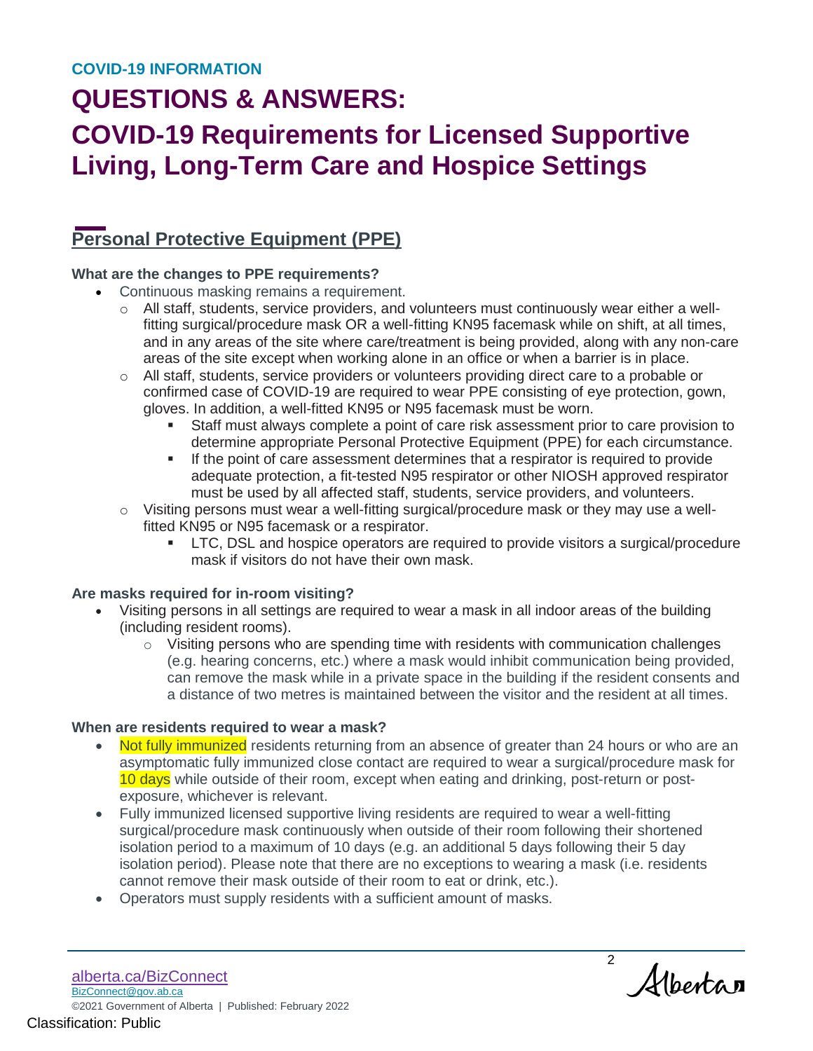COVID-19 INFORMATION

# QUESTIONS & ANSWERS:

# COVID-19 Requirements for Licensed Supportive Living, Long-Term Care and Hospice Settings

## Personal Protective Equipment (PPE)

**What are the changes to PPE requirements?**

- Continuous masking remains a requirement.
  - All staff, students, service providers, and volunteers must continuously wear either a well-fitting surgical/procedure mask OR a well-fitting KN95 facemask while on shift, at all times, and in any areas of the site where care/treatment is being provided, along with any non-care areas of the site except when working alone in an office or when a barrier is in place.
  - All staff, students, service providers or volunteers providing direct care to a probable or confirmed case of COVID-19 are required to wear PPE consisting of eye protection, gown, gloves. In addition, a well-fitted KN95 or N95 facemask must be worn.
    - Staff must always complete a point of care risk assessment prior to care provision to determine appropriate Personal Protective Equipment (PPE) for each circumstance.
    - If the point of care assessment determines that a respirator is required to provide adequate protection, a fit-tested N95 respirator or other NIOSH approved respirator must be used by all affected staff, students, service providers, and volunteers.
  - Visiting persons must wear a well-fitting surgical/procedure mask or they may use a well-fitted KN95 or N95 facemask or a respirator.
    - LTC, DSL and hospice operators are required to provide visitors a surgical/procedure mask if visitors do not have their own mask.

**Are masks required for in-room visiting?**

- Visiting persons in all settings are required to wear a mask in all indoor areas of the building (including resident rooms).
  - Visiting persons who are spending time with residents with communication challenges (e.g. hearing concerns, etc.) where a mask would inhibit communication being provided, can remove the mask while in a private space in the building if the resident consents and a distance of two metres is maintained between the visitor and the resident at all times.

**When are residents required to wear a mask?**

- Not fully immunized residents returning from an absence of greater than 24 hours or who are an asymptomatic fully immunized close contact are required to wear a surgical/procedure mask for 10 days while outside of their room, except when eating and drinking, post-return or post-exposure, whichever is relevant.
- Fully immunized licensed supportive living residents are required to wear a well-fitting surgical/procedure mask continuously when outside of their room following their shortened isolation period to a maximum of 10 days (e.g. an additional 5 days following their 5 day isolation period). Please note that there are no exceptions to wearing a mask (i.e. residents cannot remove their mask outside of their room to eat or drink, etc.).
- Operators must supply residents with a sufficient amount of masks.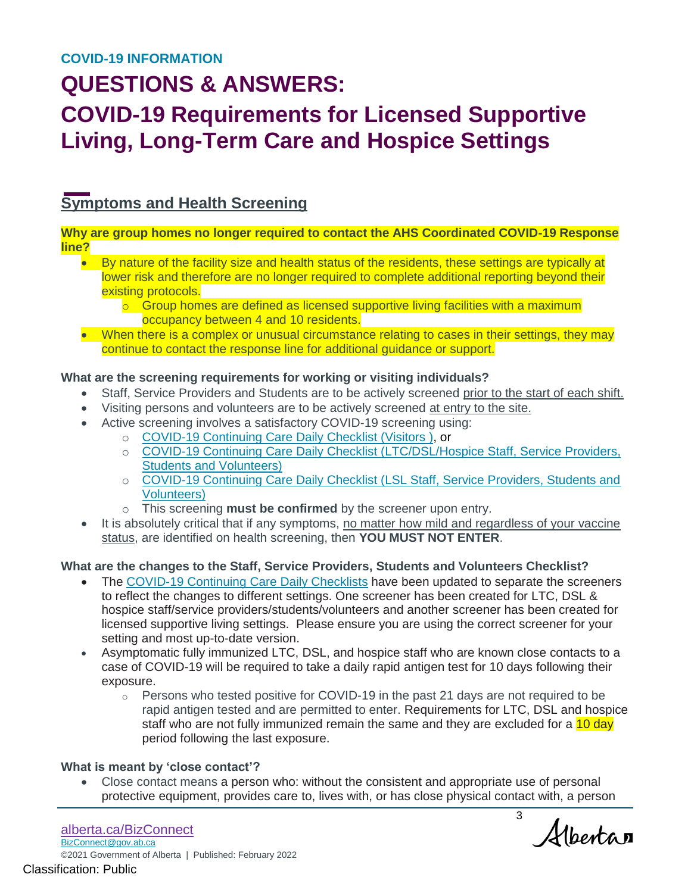COVID-19 INFORMATION

# QUESTIONS & ANSWERS:

# COVID-19 Requirements for Licensed Supportive Living, Long-Term Care and Hospice Settings

## Symptoms and Health Screening

**Why are group homes no longer required to contact the AHS Coordinated COVID-19 Response line?**

- By nature of the facility size and health status of the residents, these settings are typically at lower risk and therefore are no longer required to complete additional reporting beyond their existing protocols.
  - Group homes are defined as licensed supportive living facilities with a maximum occupancy between 4 and 10 residents.
- When there is a complex or unusual circumstance relating to cases in their settings, they may continue to contact the response line for additional guidance or support.

**What are the screening requirements for working or visiting individuals?**

- Staff, Service Providers and Students are to be actively screened prior to the start of each shift.
- Visiting persons and volunteers are to be actively screened at entry to the site.
- Active screening involves a satisfactory COVID-19 screening using:
  - COVID-19 Continuing Care Daily Checklist (Visitors ), or
  - COVID-19 Continuing Care Daily Checklist (LTC/DSL/Hospice Staff, Service Providers, Students and Volunteers)
  - COVID-19 Continuing Care Daily Checklist (LSL Staff, Service Providers, Students and Volunteers)
  - This screening **must be confirmed** by the screener upon entry.
- It is absolutely critical that if any symptoms, no matter how mild and regardless of your vaccine status, are identified on health screening, then **YOU MUST NOT ENTER**.

**What are the changes to the Staff, Service Providers, Students and Volunteers Checklist?**

- The COVID-19 Continuing Care Daily Checklists have been updated to separate the screeners to reflect the changes to different settings. One screener has been created for LTC, DSL & hospice staff/service providers/students/volunteers and another screener has been created for licensed supportive living settings. Please ensure you are using the correct screener for your setting and most up-to-date version.
- Asymptomatic fully immunized LTC, DSL, and hospice staff who are known close contacts to a case of COVID-19 will be required to take a daily rapid antigen test for 10 days following their exposure.
  - Persons who tested positive for COVID-19 in the past 21 days are not required to be rapid antigen tested and are permitted to enter. Requirements for LTC, DSL and hospice staff who are not fully immunized remain the same and they are excluded for a 10 day period following the last exposure.

**What is meant by 'close contact'?**

- Close contact means a person who: without the consistent and appropriate use of personal protective equipment, provides care to, lives with, or has close physical contact with, a person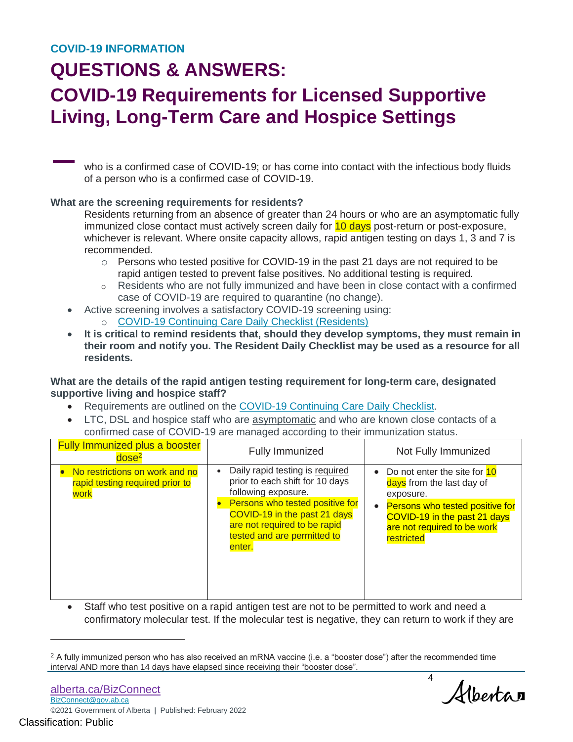who is a confirmed case of COVID-19; or has come into contact with the infectious body fluids of a person who is a confirmed case of COVID-19.

**What are the screening requirements for residents?**

Residents returning from an absence of greater than 24 hours or who are an asymptomatic fully immunized close contact must actively screen daily for 10 days post-return or post-exposure, whichever is relevant. Where onsite capacity allows, rapid antigen testing on days 1, 3 and 7 is recommended.

- Persons who tested positive for COVID-19 in the past 21 days are not required to be rapid antigen tested to prevent false positives. No additional testing is required.
- Residents who are not fully immunized and have been in close contact with a confirmed case of COVID-19 are required to quarantine (no change).

- Active screening involves a satisfactory COVID-19 screening using:
  - COVID-19 Continuing Care Daily Checklist (Residents)
- **It is critical to remind residents that, should they develop symptoms, they must remain in their room and notify you. The Resident Daily Checklist may be used as a resource for all residents.**

**What are the details of the rapid antigen testing requirement for long-term care, designated supportive living and hospice staff?**

- Requirements are outlined on the COVID-19 Continuing Care Daily Checklist.
- LTC, DSL and hospice staff who are asymptomatic and who are known close contacts of a confirmed case of COVID-19 are managed according to their immunization status.

| Fully Immunized plus a booster dose[2] | Fully Immunized | Not Fully Immunized |
|---|---|---|
| • No restrictions on work and no rapid testing required prior to work | • Daily rapid testing is required prior to each shift for 10 days following exposure.<br>• Persons who tested positive for COVID-19 in the past 21 days are not required to be rapid tested and are permitted to enter. | • Do not enter the site for 10 days from the last day of exposure.<br>• Persons who tested positive for COVID-19 in the past 21 days are not required to be work restricted |

- Staff who test positive on a rapid antigen test are not to be permitted to work and need a confirmatory molecular test. If the molecular test is negative, they can return to work if they are

[2] A fully immunized person who has also received an mRNA vaccine (i.e. a "booster dose") after the recommended time interval AND more than 14 days have elapsed since receiving their "booster dose".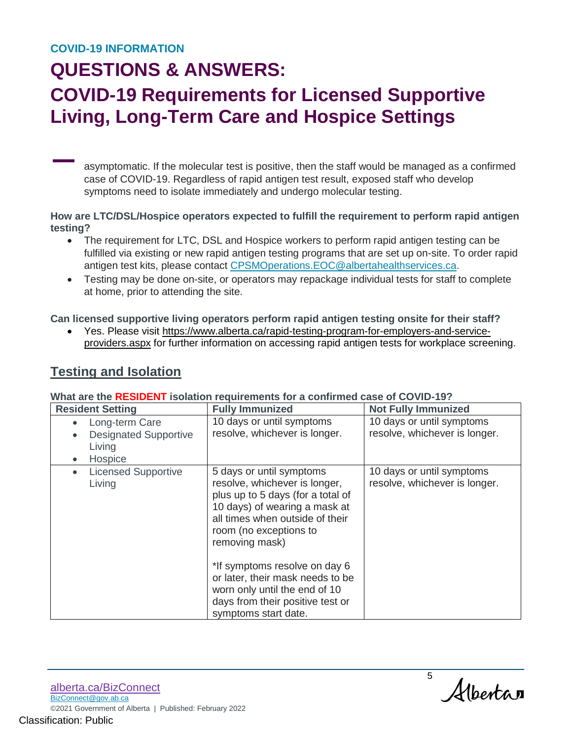asymptomatic. If the molecular test is positive, then the staff would be managed as a confirmed case of COVID-19. Regardless of rapid antigen test result, exposed staff who develop symptoms need to isolate immediately and undergo molecular testing.

**How are LTC/DSL/Hospice operators expected to fulfill the requirement to perform rapid antigen testing?**

- The requirement for LTC, DSL and Hospice workers to perform rapid antigen testing can be fulfilled via existing or new rapid antigen testing programs that are set up on-site. To order rapid antigen test kits, please contact CPSMOperations.EOC@albertahealthservices.ca.
- Testing may be done on-site, or operators may repackage individual tests for staff to complete at home, prior to attending the site.

**Can licensed supportive living operators perform rapid antigen testing onsite for their staff?**

- Yes. Please visit https://www.alberta.ca/rapid-testing-program-for-employers-and-service-providers.aspx for further information on accessing rapid antigen tests for workplace screening.

## Testing and Isolation

**What are the RESIDENT isolation requirements for a confirmed case of COVID-19?**

| Resident Setting | Fully Immunized | Not Fully Immunized |
|---|---|---|
| • Long-term Care<br>• Designated Supportive Living<br>• Hospice | 10 days or until symptoms resolve, whichever is longer. | 10 days or until symptoms resolve, whichever is longer. |
| • Licensed Supportive Living | 5 days or until symptoms resolve, whichever is longer, plus up to 5 days (for a total of 10 days) of wearing a mask at all times when outside of their room (no exceptions to removing mask)<br><br>*If symptoms resolve on day 6 or later, their mask needs to be worn only until the end of 10 days from their positive test or symptoms start date. | 10 days or until symptoms resolve, whichever is longer. |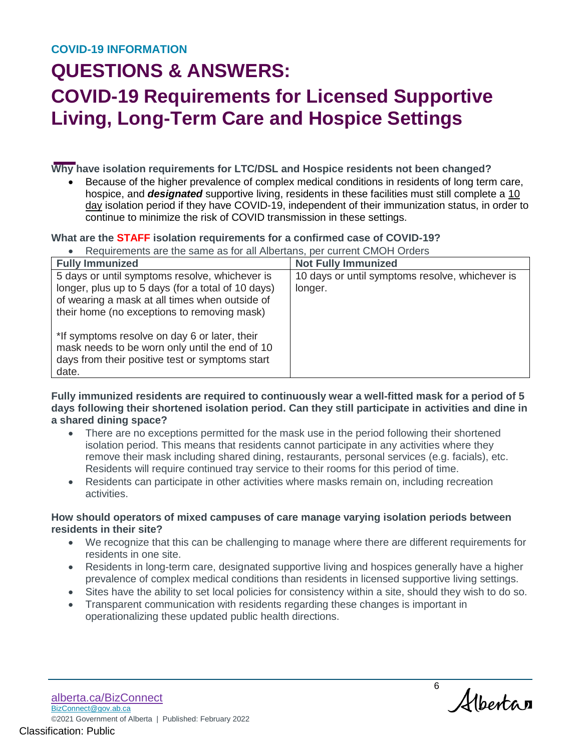COVID-19 INFORMATION

# QUESTIONS & ANSWERS:

# COVID-19 Requirements for Licensed Supportive Living, Long-Term Care and Hospice Settings

**Why have isolation requirements for LTC/DSL and Hospice residents not been changed?**

- Because of the higher prevalence of complex medical conditions in residents of long term care, hospice, and ***designated*** supportive living, residents in these facilities must still complete a 10 day isolation period if they have COVID-19, independent of their immunization status, in order to continue to minimize the risk of COVID transmission in these settings.

**What are the STAFF isolation requirements for a confirmed case of COVID-19?**

- Requirements are the same as for all Albertans, per current CMOH Orders

| Fully Immunized | Not Fully Immunized |
|---|---|
| 5 days or until symptoms resolve, whichever is longer, plus up to 5 days (for a total of 10 days) of wearing a mask at all times when outside of their home (no exceptions to removing mask)<br><br>*If symptoms resolve on day 6 or later, their mask needs to be worn only until the end of 10 days from their positive test or symptoms start date. | 10 days or until symptoms resolve, whichever is longer. |

**Fully immunized residents are required to continuously wear a well-fitted mask for a period of 5 days following their shortened isolation period. Can they still participate in activities and dine in a shared dining space?**

- There are no exceptions permitted for the mask use in the period following their shortened isolation period. This means that residents cannot participate in any activities where they remove their mask including shared dining, restaurants, personal services (e.g. facials), etc. Residents will require continued tray service to their rooms for this period of time.
- Residents can participate in other activities where masks remain on, including recreation activities.

**How should operators of mixed campuses of care manage varying isolation periods between residents in their site?**

- We recognize that this can be challenging to manage where there are different requirements for residents in one site.
- Residents in long-term care, designated supportive living and hospices generally have a higher prevalence of complex medical conditions than residents in licensed supportive living settings.
- Sites have the ability to set local policies for consistency within a site, should they wish to do so.
- Transparent communication with residents regarding these changes is important in operationalizing these updated public health directions.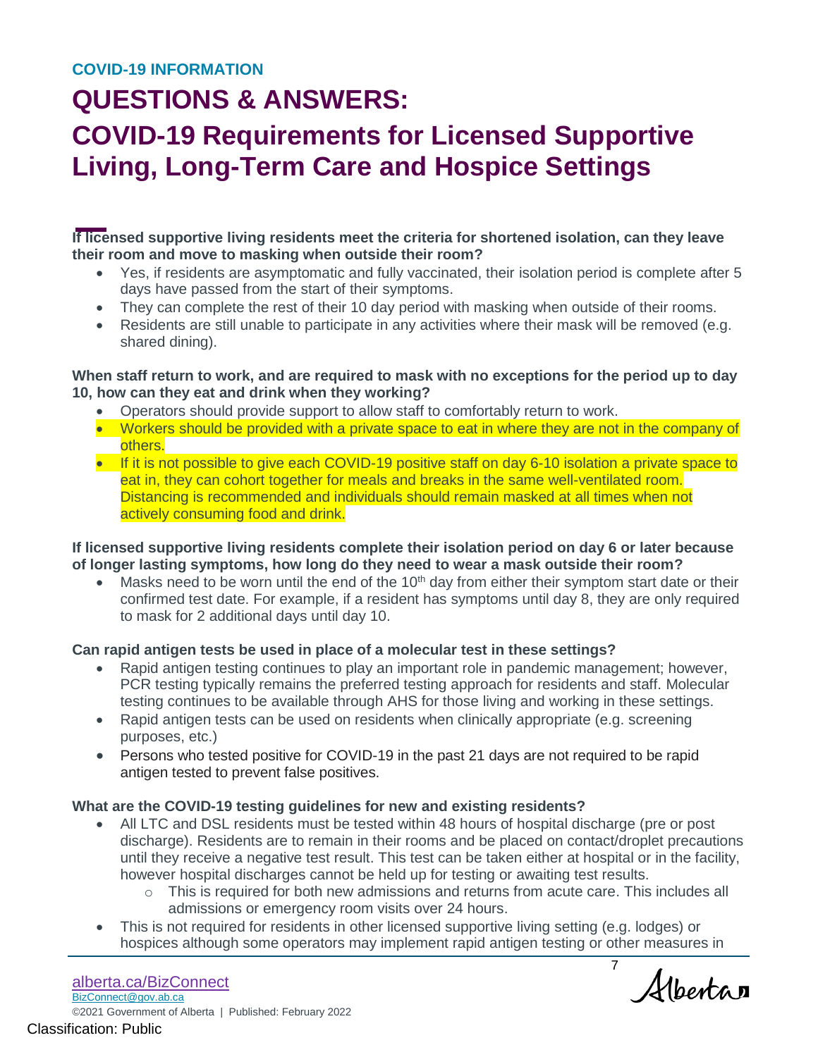COVID-19 INFORMATION

# QUESTIONS & ANSWERS:

# COVID-19 Requirements for Licensed Supportive Living, Long-Term Care and Hospice Settings

**If licensed supportive living residents meet the criteria for shortened isolation, can they leave their room and move to masking when outside their room?**

- Yes, if residents are asymptomatic and fully vaccinated, their isolation period is complete after 5 days have passed from the start of their symptoms.
- They can complete the rest of their 10 day period with masking when outside of their rooms.
- Residents are still unable to participate in any activities where their mask will be removed (e.g. shared dining).

**When staff return to work, and are required to mask with no exceptions for the period up to day 10, how can they eat and drink when they working?**

- Operators should provide support to allow staff to comfortably return to work.
- Workers should be provided with a private space to eat in where they are not in the company of others.
- If it is not possible to give each COVID-19 positive staff on day 6-10 isolation a private space to eat in, they can cohort together for meals and breaks in the same well-ventilated room. Distancing is recommended and individuals should remain masked at all times when not actively consuming food and drink.

**If licensed supportive living residents complete their isolation period on day 6 or later because of longer lasting symptoms, how long do they need to wear a mask outside their room?**

- Masks need to be worn until the end of the 10th day from either their symptom start date or their confirmed test date. For example, if a resident has symptoms until day 8, they are only required to mask for 2 additional days until day 10.

**Can rapid antigen tests be used in place of a molecular test in these settings?**

- Rapid antigen testing continues to play an important role in pandemic management; however, PCR testing typically remains the preferred testing approach for residents and staff. Molecular testing continues to be available through AHS for those living and working in these settings.
- Rapid antigen tests can be used on residents when clinically appropriate (e.g. screening purposes, etc.)
- Persons who tested positive for COVID-19 in the past 21 days are not required to be rapid antigen tested to prevent false positives.

**What are the COVID-19 testing guidelines for new and existing residents?**

- All LTC and DSL residents must be tested within 48 hours of hospital discharge (pre or post discharge). Residents are to remain in their rooms and be placed on contact/droplet precautions until they receive a negative test result. This test can be taken either at hospital or in the facility, however hospital discharges cannot be held up for testing or awaiting test results.
  - This is required for both new admissions and returns from acute care. This includes all admissions or emergency room visits over 24 hours.
- This is not required for residents in other licensed supportive living setting (e.g. lodges) or hospices although some operators may implement rapid antigen testing or other measures in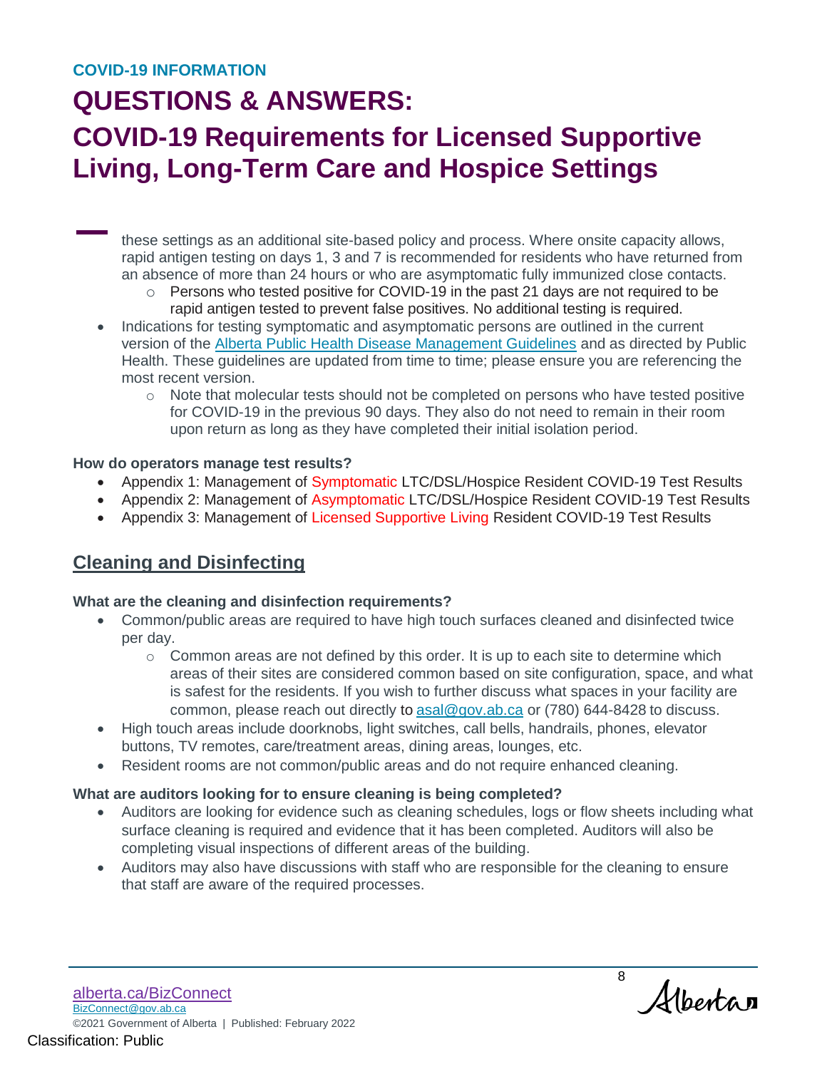these settings as an additional site-based policy and process. Where onsite capacity allows, rapid antigen testing on days 1, 3 and 7 is recommended for residents who have returned from an absence of more than 24 hours or who are asymptomatic fully immunized close contacts.
  - Persons who tested positive for COVID-19 in the past 21 days are not required to be rapid antigen tested to prevent false positives. No additional testing is required.
- Indications for testing symptomatic and asymptomatic persons are outlined in the current version of the Alberta Public Health Disease Management Guidelines and as directed by Public Health. These guidelines are updated from time to time; please ensure you are referencing the most recent version.
  - Note that molecular tests should not be completed on persons who have tested positive for COVID-19 in the previous 90 days. They also do not need to remain in their room upon return as long as they have completed their initial isolation period.

**How do operators manage test results?**

- Appendix 1: Management of Symptomatic LTC/DSL/Hospice Resident COVID-19 Test Results
- Appendix 2: Management of Asymptomatic LTC/DSL/Hospice Resident COVID-19 Test Results
- Appendix 3: Management of Licensed Supportive Living Resident COVID-19 Test Results

## Cleaning and Disinfecting

**What are the cleaning and disinfection requirements?**

- Common/public areas are required to have high touch surfaces cleaned and disinfected twice per day.
  - Common areas are not defined by this order. It is up to each site to determine which areas of their sites are considered common based on site configuration, space, and what is safest for the residents. If you wish to further discuss what spaces in your facility are common, please reach out directly to asal@gov.ab.ca or (780) 644-8428 to discuss.
- High touch areas include doorknobs, light switches, call bells, handrails, phones, elevator buttons, TV remotes, care/treatment areas, dining areas, lounges, etc.
- Resident rooms are not common/public areas and do not require enhanced cleaning.

**What are auditors looking for to ensure cleaning is being completed?**

- Auditors are looking for evidence such as cleaning schedules, logs or flow sheets including what surface cleaning is required and evidence that it has been completed. Auditors will also be completing visual inspections of different areas of the building.
- Auditors may also have discussions with staff who are responsible for the cleaning to ensure that staff are aware of the required processes.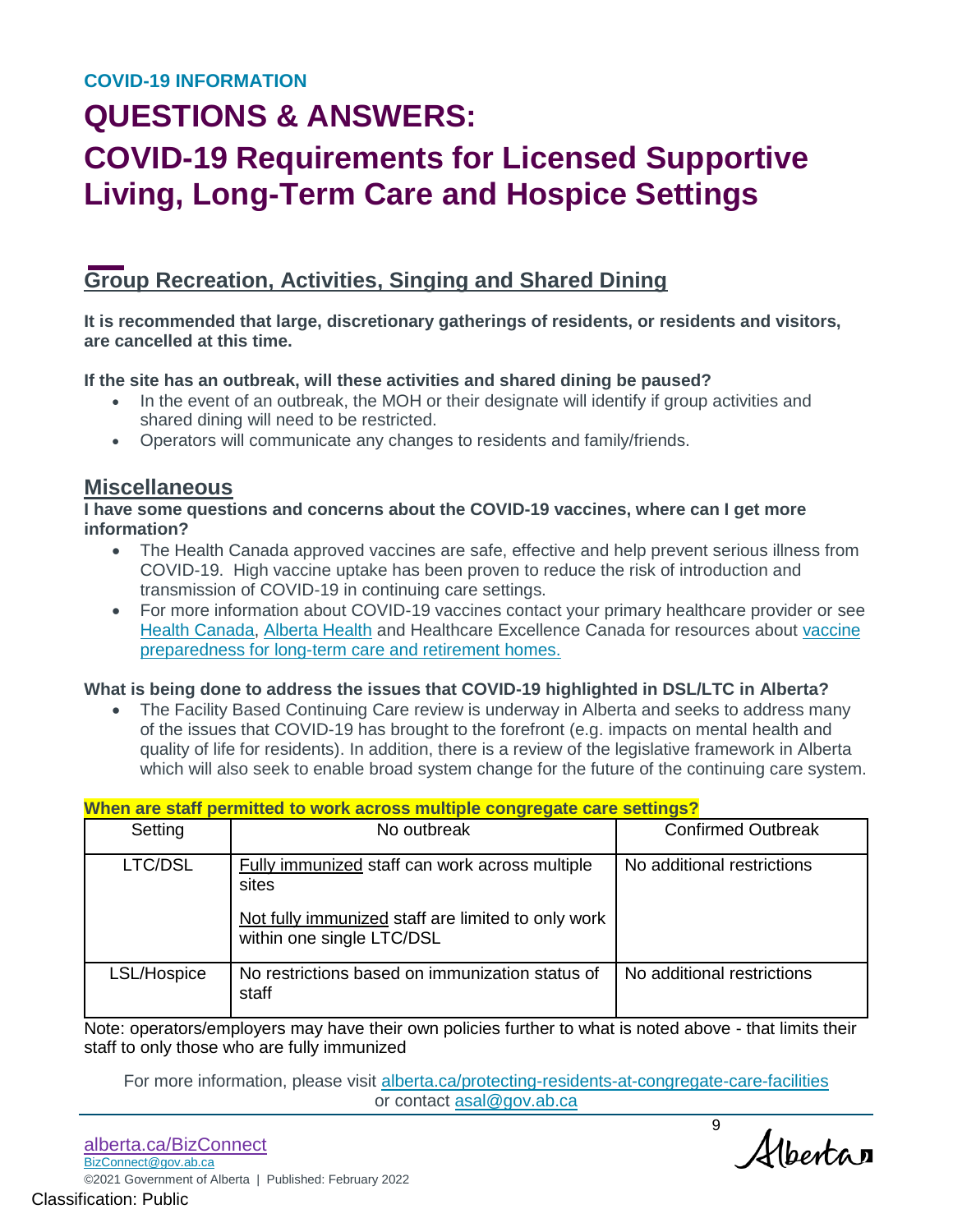COVID-19 INFORMATION

# QUESTIONS & ANSWERS:

# COVID-19 Requirements for Licensed Supportive Living, Long-Term Care and Hospice Settings

## Group Recreation, Activities, Singing and Shared Dining

**It is recommended that large, discretionary gatherings of residents, or residents and visitors, are cancelled at this time.**

**If the site has an outbreak, will these activities and shared dining be paused?**

- In the event of an outbreak, the MOH or their designate will identify if group activities and shared dining will need to be restricted.
- Operators will communicate any changes to residents and family/friends.

## Miscellaneous

**I have some questions and concerns about the COVID-19 vaccines, where can I get more information?**

- The Health Canada approved vaccines are safe, effective and help prevent serious illness from COVID-19. High vaccine uptake has been proven to reduce the risk of introduction and transmission of COVID-19 in continuing care settings.
- For more information about COVID-19 vaccines contact your primary healthcare provider or see Health Canada, Alberta Health and Healthcare Excellence Canada for resources about vaccine preparedness for long-term care and retirement homes.

**What is being done to address the issues that COVID-19 highlighted in DSL/LTC in Alberta?**

- The Facility Based Continuing Care review is underway in Alberta and seeks to address many of the issues that COVID-19 has brought to the forefront (e.g. impacts on mental health and quality of life for residents). In addition, there is a review of the legislative framework in Alberta which will also seek to enable broad system change for the future of the continuing care system.

**When are staff permitted to work across multiple congregate care settings?**

| Setting | No outbreak | Confirmed Outbreak |
|---|---|---|
| LTC/DSL | Fully immunized staff can work across multiple sites<br><br>Not fully immunized staff are limited to only work within one single LTC/DSL | No additional restrictions |
| LSL/Hospice | No restrictions based on immunization status of staff | No additional restrictions |

Note: operators/employers may have their own policies further to what is noted above - that limits their staff to only those who are fully immunized

For more information, please visit alberta.ca/protecting-residents-at-congregate-care-facilities or contact asal@gov.ab.ca

alberta.ca/BizConnect
BizConnect@gov.ab.ca
©2021 Government of Alberta | Published: February 2022

Classification: Public